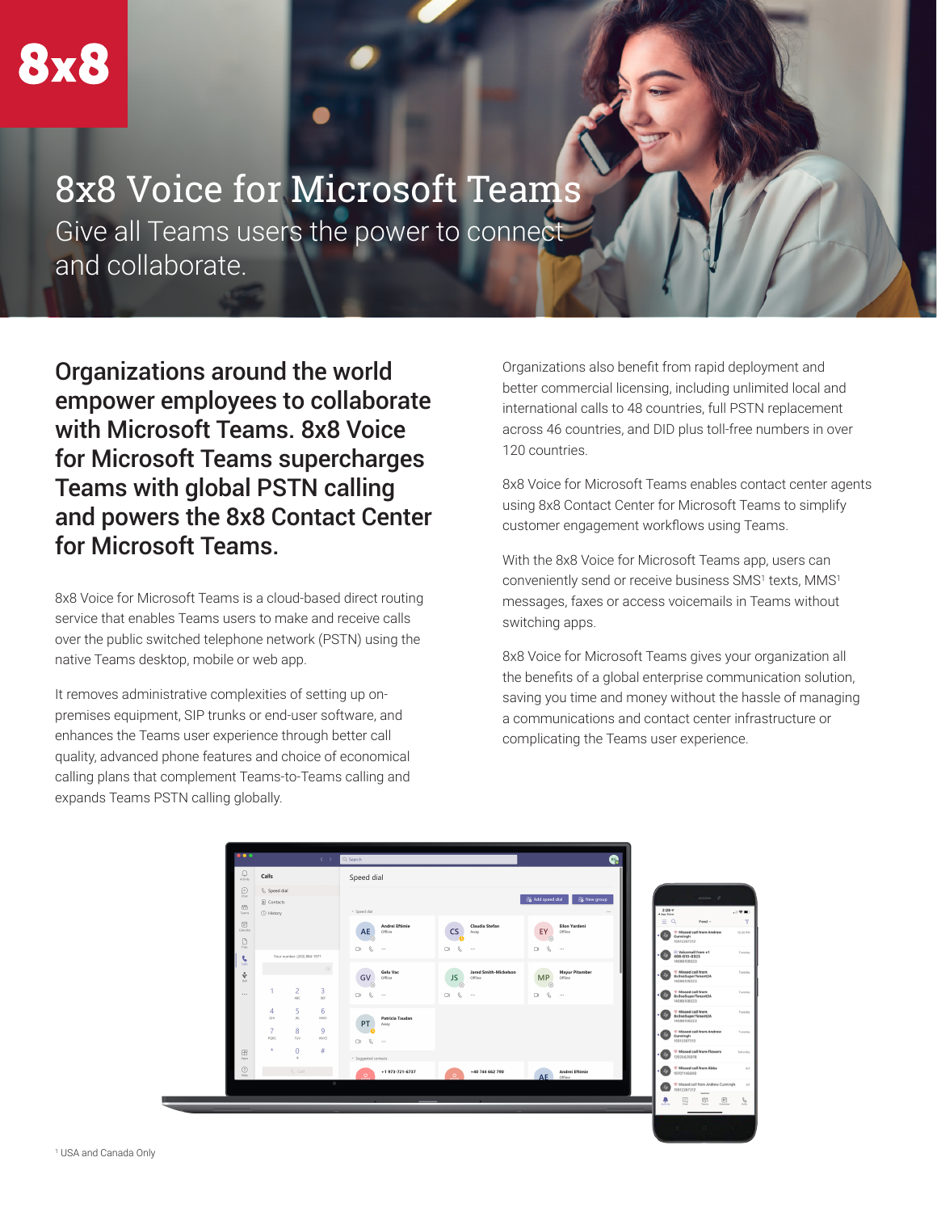8x8

# 8x8 Voice for Microsoft Teams

Give all Teams users the power to connect and collaborate.

## Organizations around the world empower employees to collaborate with Microsoft Teams. 8x8 Voice for Microsoft Teams supercharges Teams with global PSTN calling and powers the 8x8 Contact Center for Microsoft Teams.

8x8 Voice for Microsoft Teams is a cloud-based direct routing service that enables Teams users to make and receive calls over the public switched telephone network (PSTN) using the native Teams desktop, mobile or web app.

It removes administrative complexities of setting up on-premises equipment, SIP trunks or end-user software, and enhances the Teams user experience through better call quality, advanced phone features and choice of economical calling plans that complement Teams-to-Teams calling and expands Teams PSTN calling globally.

Organizations also benefit from rapid deployment and better commercial licensing, including unlimited local and international calls to 48 countries, full PSTN replacement across 46 countries, and DID plus toll-free numbers in over 120 countries.

8x8 Voice for Microsoft Teams enables contact center agents using 8x8 Contact Center for Microsoft Teams to simplify customer engagement workflows using Teams.

With the 8x8 Voice for Microsoft Teams app, users can conveniently send or receive business SMS[1] texts, MMS[1] messages, faxes or access voicemails in Teams without switching apps.

8x8 Voice for Microsoft Teams gives your organization all the benefits of a global enterprise communication solution, saving you time and money without the hassle of managing a communications and contact center infrastructure or complicating the Teams user experience.

[1] USA and Canada Only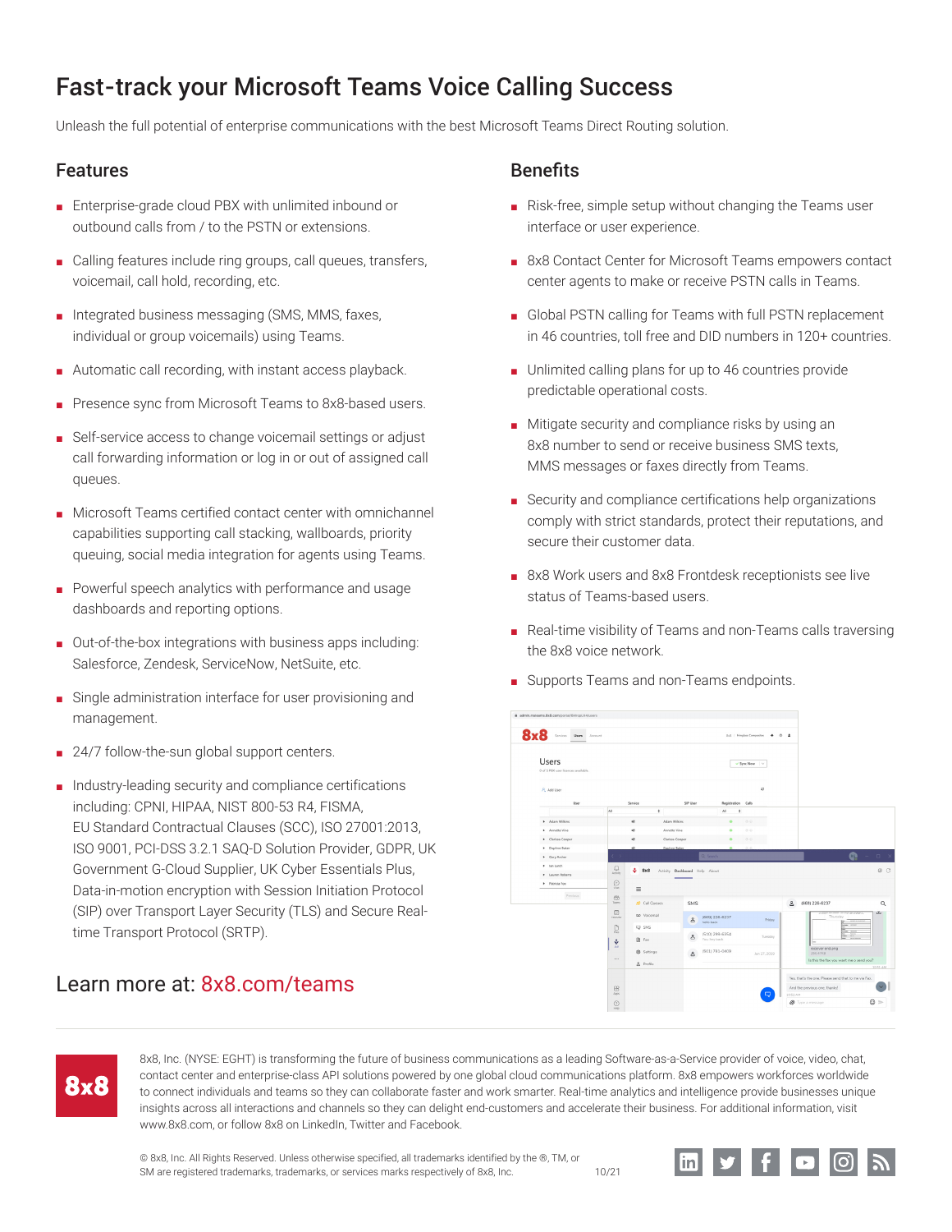# Fast-track your Microsoft Teams Voice Calling Success

Unleash the full potential of enterprise communications with the best Microsoft Teams Direct Routing solution.

## Features

- Enterprise-grade cloud PBX with unlimited inbound or outbound calls from / to the PSTN or extensions.
- Calling features include ring groups, call queues, transfers, voicemail, call hold, recording, etc.
- Integrated business messaging (SMS, MMS, faxes, individual or group voicemails) using Teams.
- Automatic call recording, with instant access playback.
- Presence sync from Microsoft Teams to 8x8-based users.
- Self-service access to change voicemail settings or adjust call forwarding information or log in or out of assigned call queues.
- Microsoft Teams certified contact center with omnichannel capabilities supporting call stacking, wallboards, priority queuing, social media integration for agents using Teams.
- Powerful speech analytics with performance and usage dashboards and reporting options.
- Out-of-the-box integrations with business apps including: Salesforce, Zendesk, ServiceNow, NetSuite, etc.
- Single administration interface for user provisioning and management.
- 24/7 follow-the-sun global support centers.
- Industry-leading security and compliance certifications including: CPNI, HIPAA, NIST 800-53 R4, FISMA, EU Standard Contractual Clauses (SCC), ISO 27001:2013, ISO 9001, PCI-DSS 3.2.1 SAQ-D Solution Provider, GDPR, UK Government G-Cloud Supplier, UK Cyber Essentials Plus, Data-in-motion encryption with Session Initiation Protocol (SIP) over Transport Layer Security (TLS) and Secure Real-time Transport Protocol (SRTP).

## Benefits

- Risk-free, simple setup without changing the Teams user interface or user experience.
- 8x8 Contact Center for Microsoft Teams empowers contact center agents to make or receive PSTN calls in Teams.
- Global PSTN calling for Teams with full PSTN replacement in 46 countries, toll free and DID numbers in 120+ countries.
- Unlimited calling plans for up to 46 countries provide predictable operational costs.
- Mitigate security and compliance risks by using an 8x8 number to send or receive business SMS texts, MMS messages or faxes directly from Teams.
- Security and compliance certifications help organizations comply with strict standards, protect their reputations, and secure their customer data.
- 8x8 Work users and 8x8 Frontdesk receptionists see live status of Teams-based users.
- Real-time visibility of Teams and non-Teams calls traversing the 8x8 voice network.
- Supports Teams and non-Teams endpoints.

## Learn more at: 8x8.com/teams

8x8, Inc. (NYSE: EGHT) is transforming the future of business communications as a leading Software-as-a-Service provider of voice, video, chat, contact center and enterprise-class API solutions powered by one global cloud communications platform. 8x8 empowers workforces worldwide to connect individuals and teams so they can collaborate faster and work smarter. Real-time analytics and intelligence provide businesses unique insights across all interactions and channels so they can delight end-customers and accelerate their business. For additional information, visit www.8x8.com, or follow 8x8 on LinkedIn, Twitter and Facebook.

© 8x8, Inc. All Rights Reserved. Unless otherwise specified, all trademarks identified by the ®, TM, or SM are registered trademarks, trademarks, or services marks respectively of 8x8, Inc. 10/21